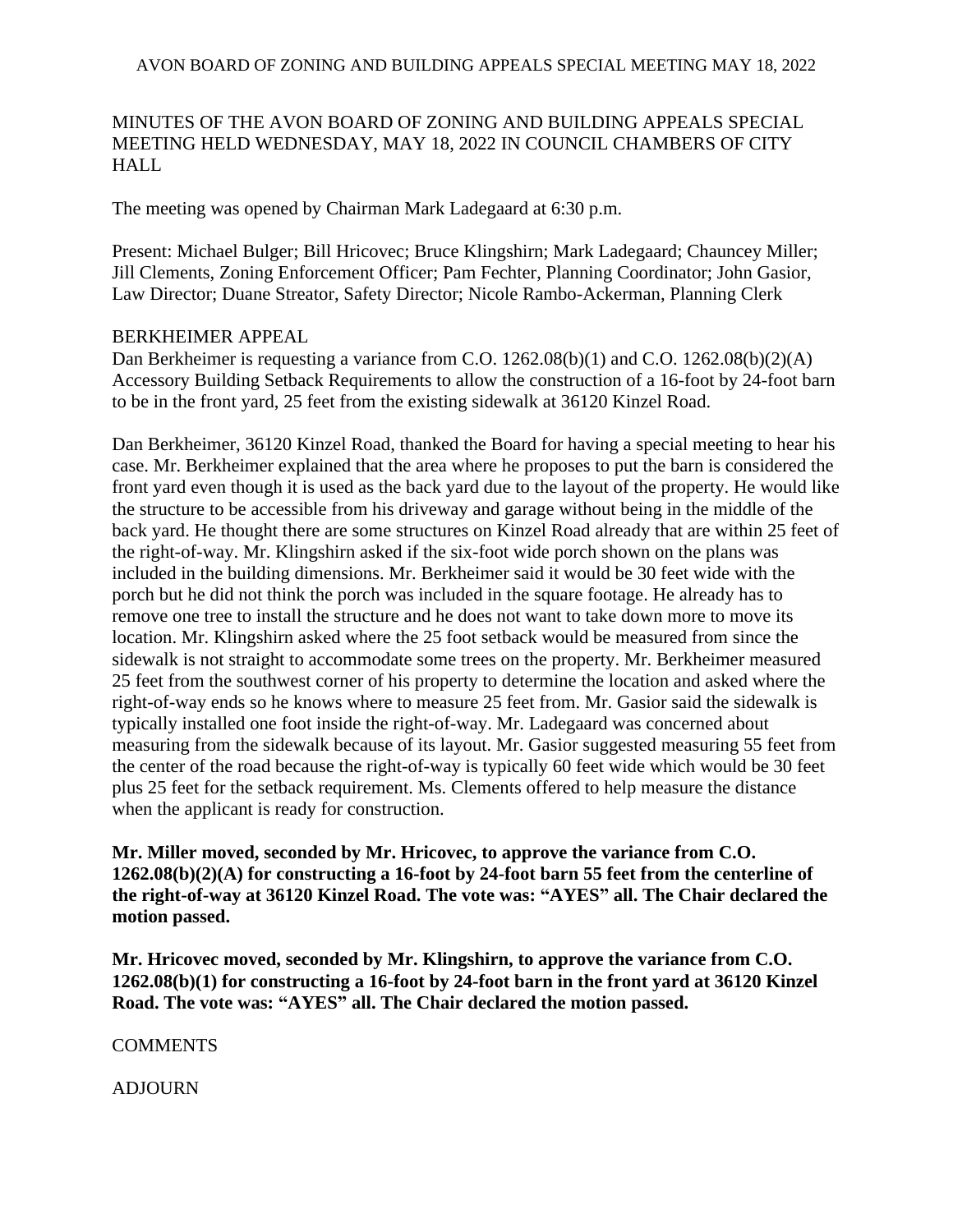MINUTES OF THE AVON BOARD OF ZONING AND BUILDING APPEALS SPECIAL MEETING HELD WEDNESDAY, MAY 18, 2022 IN COUNCIL CHAMBERS OF CITY HALL

The meeting was opened by Chairman Mark Ladegaard at 6:30 p.m.

Present: Michael Bulger; Bill Hricovec; Bruce Klingshirn; Mark Ladegaard; Chauncey Miller; Jill Clements, Zoning Enforcement Officer; Pam Fechter, Planning Coordinator; John Gasior, Law Director; Duane Streator, Safety Director; Nicole Rambo-Ackerman, Planning Clerk

BERKHEIMER APPEAL

Dan Berkheimer is requesting a variance from C.O. 1262.08(b)(1) and C.O. 1262.08(b)(2)(A) Accessory Building Setback Requirements to allow the construction of a 16-foot by 24-foot barn to be in the front yard, 25 feet from the existing sidewalk at 36120 Kinzel Road.

Dan Berkheimer, 36120 Kinzel Road, thanked the Board for having a special meeting to hear his case. Mr. Berkheimer explained that the area where he proposes to put the barn is considered the front yard even though it is used as the back yard due to the layout of the property. He would like the structure to be accessible from his driveway and garage without being in the middle of the back yard. He thought there are some structures on Kinzel Road already that are within 25 feet of the right-of-way. Mr. Klingshirn asked if the six-foot wide porch shown on the plans was included in the building dimensions. Mr. Berkheimer said it would be 30 feet wide with the porch but he did not think the porch was included in the square footage. He already has to remove one tree to install the structure and he does not want to take down more to move its location. Mr. Klingshirn asked where the 25 foot setback would be measured from since the sidewalk is not straight to accommodate some trees on the property. Mr. Berkheimer measured 25 feet from the southwest corner of his property to determine the location and asked where the right-of-way ends so he knows where to measure 25 feet from. Mr. Gasior said the sidewalk is typically installed one foot inside the right-of-way. Mr. Ladegaard was concerned about measuring from the sidewalk because of its layout. Mr. Gasior suggested measuring 55 feet from the center of the road because the right-of-way is typically 60 feet wide which would be 30 feet plus 25 feet for the setback requirement. Ms. Clements offered to help measure the distance when the applicant is ready for construction.

**Mr. Miller moved, seconded by Mr. Hricovec, to approve the variance from C.O. 1262.08(b)(2)(A) for constructing a 16-foot by 24-foot barn 55 feet from the centerline of the right-of-way at 36120 Kinzel Road. The vote was: "AYES" all. The Chair declared the motion passed.**

**Mr. Hricovec moved, seconded by Mr. Klingshirn, to approve the variance from C.O. 1262.08(b)(1) for constructing a 16-foot by 24-foot barn in the front yard at 36120 Kinzel Road. The vote was: "AYES" all. The Chair declared the motion passed.**

COMMENTS

ADJOURN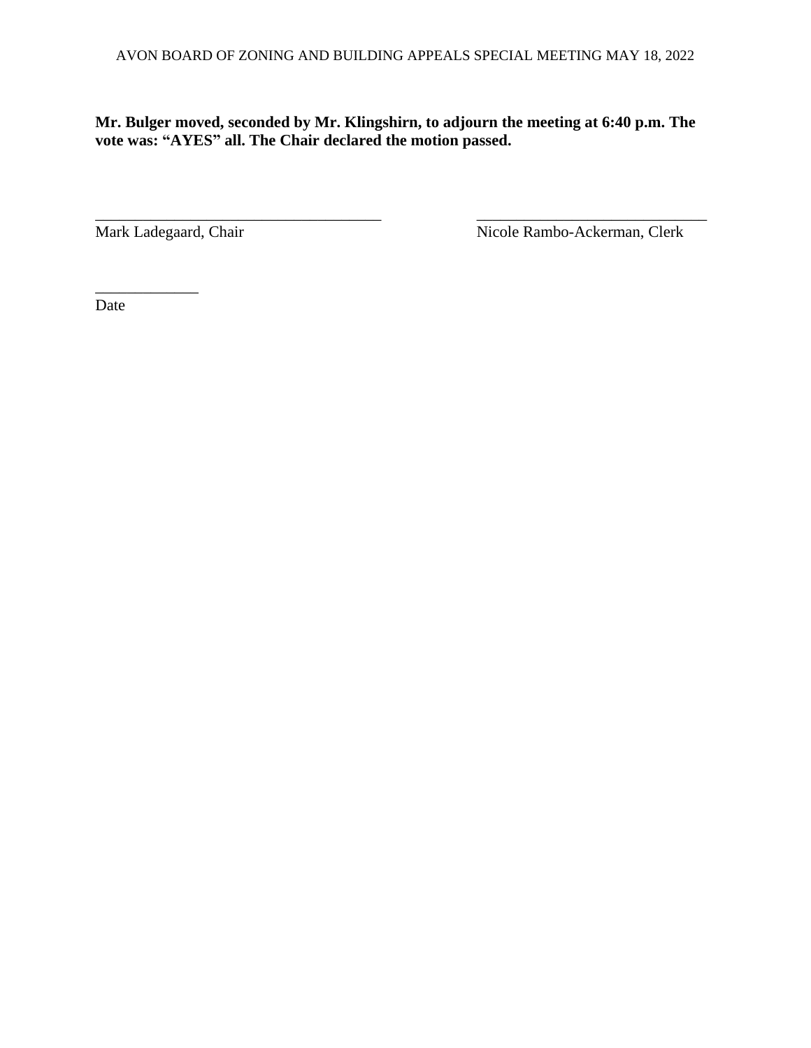**Mr. Bulger moved, seconded by Mr. Klingshirn, to adjourn the meeting at 6:40 p.m. The vote was: "AYES" all. The Chair declared the motion passed.**

_____________________________________ _____________________________

Mark Ladegaard, Chair Nicole Rambo-Ackerman, Clerk

_____________

Date